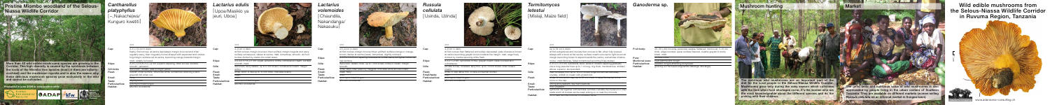# Wild edible mushrooms from the Selous-Niassa Wildlife Corridor in Ruvuma Region, Tanzania

## Pristine Miombo woodland of the Selous-Niassa Wildlife Corridor

More than 60 wild edible mushroom species are growing in the Corridor. This high diversity is caused by the symbiosis between the roots of the Miombo tree species (most of them are culinary-symbiotic) and the mushroom mycelia and is also the reason, why these delicious mushrooms are only growing exclusively in the wild and cannot be cultivated.

Produced in June 2008 in collaboration with:

## *Cantharellus platyphyllus*

[~Nakacheleka/Kunguro kwetti]

Cap:

Stipe:

Gills/Ridges:

Flesh:

Smell:

Taste:

Particularities:

Habitat:

## *Lactarius edulis*

[Upoa/Masikio ya ieuri, Uboa]

Cap:

Stipe:

Gills:

Flesh:

Smell:

Taste:

Particularities:

Habitat:

## *Lactarius volemoides*

[Chaundila, Nakandanga/Nakasuku]

Cap:

Stipe:

Gills:

Flesh:

Smell:

Taste:

Particularities:

Habitat:

## *Russula cellulata*

[Usinda, Uzinda]

Cap:

Stipe:

Gills:

Flesh:

Smell/taste:

Particularities:

Habitat:

## *Termitomyces letestui*

[Mislaji, Maize field]

Cap:

Stipe:

Gills:

Flesh:

Smell:

Taste:

Particularities:

Habitat:

## *Ganoderma* sp.

Fruit body:

Pore:

Medicinal uses:

Particularities:

Habitat:

## Mushroom hunting

The nutritional wild mushrooms are an important part of the diet for the rural people in the Selous-Niassa Wildlife Corridor. Mushrooms grow only during the rainy season which coincides with the time when food shortages occur. It's the women who are the most knowledgeable about the different species and its the women with their children.

## Market

The great taste and nutritional value of wild mushrooms is also appreciated by people living in the urban centres of Southern Tanzania. They are available on different markets (women selling *Russula cellulata* on an informal market in Songea town).

www.adansonia-consulting.ch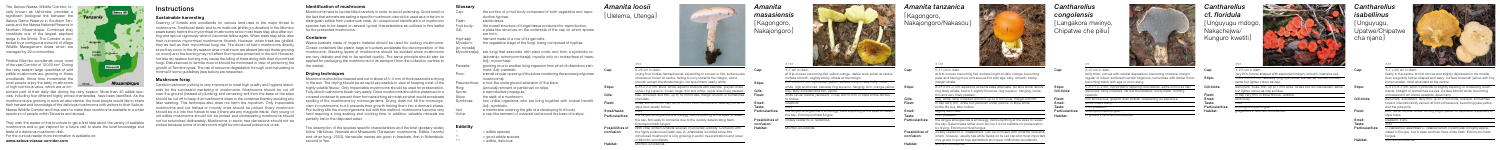## Instructions

### Sustainable harvesting

### Mushroom forays

More information is available at:
**www.selous-niassa-corridor.com**

### Identification of mushrooms

### Containers

### Drying techniques

## Glossary

## Edibility

# *Amanita loosii*

[Ulelema, Utenga]

**Cap:**

**Stipe:**

**Gills:**

**Flesh:**

**Smell:**

**Taste:**

**Look-alikes/Particularities:**

**Possibilities of confusion:**

**Habitat:**

# *Amanita masaiensis*

[Kagongoro, Nakagongoro/Nakasuu]

**Cap:**

**Stipe:**

**Gills:**

**Flesh:**

**Smell:**

**Taste:**

**Look-alikes/Particularities:**

**Possibilities of confusion:**

**Habitat:**

# *Amanita tanzanica*

[Kagongoro, Nakagongoro/Nakasuu]

**Cap:**

**Stipe:**

**Gills:**

**Flesh:**

**Smell:**

**Taste:**

**Look-alikes/Particularities:**

**Possibilities of confusion:**

**Habitat:**

# *Cantharellus congolensis*

[Ungulupe mwinyo, Chipatwe che pilu]

**Cap:**

**Stipe:**

**Gills:**

**Flesh:**

**Smell:**

**Taste:**

**Look-alikes/Particularities:**

**Possibilities of confusion:**

**Habitat:**

# *Cantharellus* cf. *floridula*

[Ungulupe ndogo, Nakachejwa/Kunguro kwelili]

**Cap:**

**Stipe:**

**Gills:**

**Flesh:**

**Smell:**

**Taste:**

**Look-alikes/Particularities:**

**Possibilities of confusion:**

**Habitat:**

# *Cantharellus isabellinus*

[Upatwe/Chipatwe cha njano]

**Cap:**

**Stipe:**

**Gills:**

**Flesh:**

**Smell:**

**Taste:**

**Look-alikes/Particularities:**

**Possibilities of confusion:**

**Habitat:**